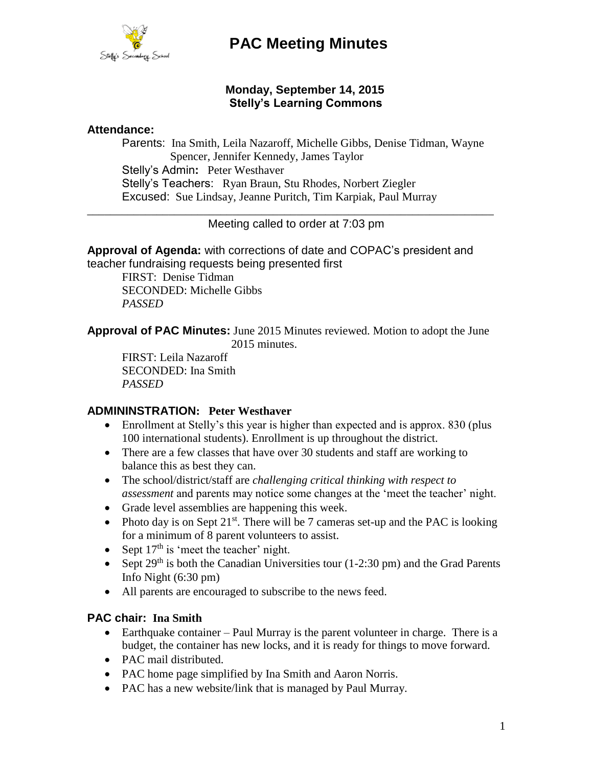# PAC Meeting Minutes

**Monday, September 14, 2015**
**Stelly's Learning Commons**

**Attendance:**

Parents: Ina Smith, Leila Nazaroff, Michelle Gibbs, Denise Tidman, Wayne Spencer, Jennifer Kennedy, James Taylor
Stelly's Admin**:** Peter Westhaver
Stelly's Teachers: Ryan Braun, Stu Rhodes, Norbert Ziegler
Excused: Sue Lindsay, Jeanne Puritch, Tim Karpiak, Paul Murray

---

Meeting called to order at 7:03 pm

**Approval of Agenda:** with corrections of date and COPAC's president and teacher fundraising requests being presented first

FIRST: Denise Tidman
SECONDED: Michelle Gibbs
*PASSED*

**Approval of PAC Minutes:** June 2015 Minutes reviewed. Motion to adopt the June 2015 minutes.

FIRST: Leila Nazaroff
SECONDED: Ina Smith
*PASSED*

## ADMININSTRATION: Peter Westhaver

- Enrollment at Stelly's this year is higher than expected and is approx. 830 (plus 100 international students). Enrollment is up throughout the district.
- There are a few classes that have over 30 students and staff are working to balance this as best they can.
- The school/district/staff are *challenging critical thinking with respect to assessment* and parents may notice some changes at the 'meet the teacher' night.
- Grade level assemblies are happening this week.
- Photo day is on Sept 21st. There will be 7 cameras set-up and the PAC is looking for a minimum of 8 parent volunteers to assist.
- Sept 17th is 'meet the teacher' night.
- Sept 29th is both the Canadian Universities tour (1-2:30 pm) and the Grad Parents Info Night (6:30 pm)
- All parents are encouraged to subscribe to the news feed.

## PAC chair: Ina Smith

- Earthquake container – Paul Murray is the parent volunteer in charge. There is a budget, the container has new locks, and it is ready for things to move forward.
- PAC mail distributed.
- PAC home page simplified by Ina Smith and Aaron Norris.
- PAC has a new website/link that is managed by Paul Murray.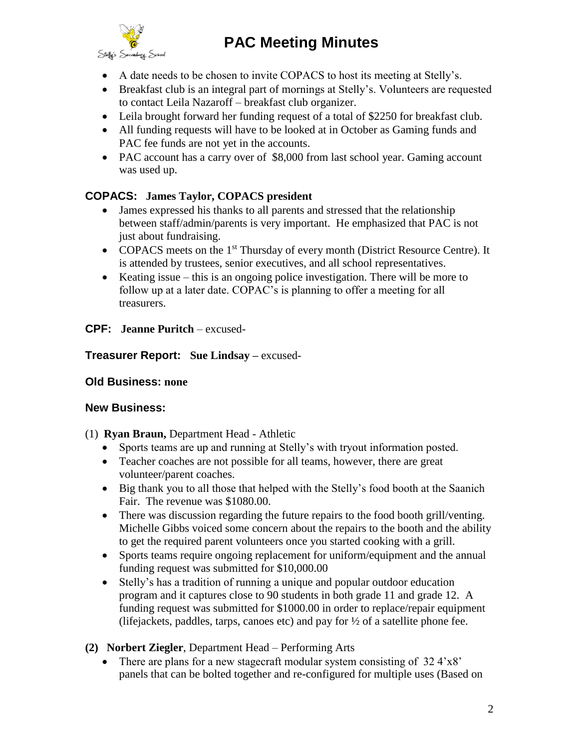- A date needs to be chosen to invite COPACS to host its meeting at Stelly's.
- Breakfast club is an integral part of mornings at Stelly's. Volunteers are requested to contact Leila Nazaroff – breakfast club organizer.
- Leila brought forward her funding request of a total of $2250 for breakfast club.
- All funding requests will have to be looked at in October as Gaming funds and PAC fee funds are not yet in the accounts.
- PAC account has a carry over of $8,000 from last school year. Gaming account was used up.

**COPACS: James Taylor, COPACS president**

- James expressed his thanks to all parents and stressed that the relationship between staff/admin/parents is very important. He emphasized that PAC is not just about fundraising.
- COPACS meets on the 1st Thursday of every month (District Resource Centre). It is attended by trustees, senior executives, and all school representatives.
- Keating issue – this is an ongoing police investigation. There will be more to follow up at a later date. COPAC's is planning to offer a meeting for all treasurers.

**CPF: Jeanne Puritch** – excused-

**Treasurer Report: Sue Lindsay** – excused-

**Old Business: none**

**New Business:**

(1) **Ryan Braun,** Department Head - Athletic

- Sports teams are up and running at Stelly's with tryout information posted.
- Teacher coaches are not possible for all teams, however, there are great volunteer/parent coaches.
- Big thank you to all those that helped with the Stelly's food booth at the Saanich Fair. The revenue was $1080.00.
- There was discussion regarding the future repairs to the food booth grill/venting. Michelle Gibbs voiced some concern about the repairs to the booth and the ability to get the required parent volunteers once you started cooking with a grill.
- Sports teams require ongoing replacement for uniform/equipment and the annual funding request was submitted for $10,000.00
- Stelly's has a tradition of running a unique and popular outdoor education program and it captures close to 90 students in both grade 11 and grade 12. A funding request was submitted for $1000.00 in order to replace/repair equipment (lifejackets, paddles, tarps, canoes etc) and pay for ½ of a satellite phone fee.

**(2) Norbert Ziegler**, Department Head – Performing Arts

- There are plans for a new stagecraft modular system consisting of 32 4'x8' panels that can be bolted together and re-configured for multiple uses (Based on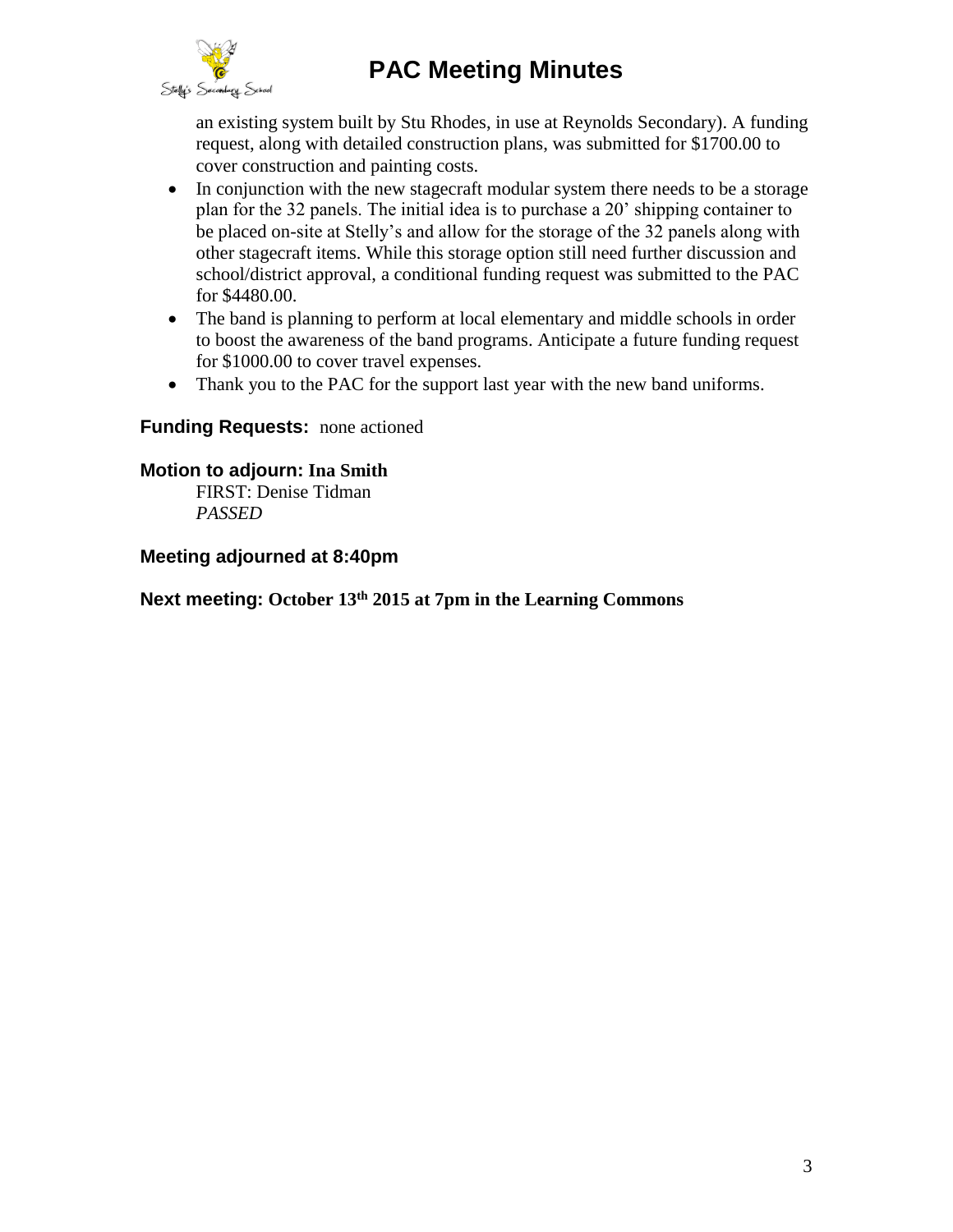an existing system built by Stu Rhodes, in use at Reynolds Secondary). A funding request, along with detailed construction plans, was submitted for $1700.00 to cover construction and painting costs.

- In conjunction with the new stagecraft modular system there needs to be a storage plan for the 32 panels. The initial idea is to purchase a 20' shipping container to be placed on-site at Stelly's and allow for the storage of the 32 panels along with other stagecraft items. While this storage option still need further discussion and school/district approval, a conditional funding request was submitted to the PAC for $4480.00.
- The band is planning to perform at local elementary and middle schools in order to boost the awareness of the band programs. Anticipate a future funding request for $1000.00 to cover travel expenses.
- Thank you to the PAC for the support last year with the new band uniforms.

**Funding Requests:** none actioned

**Motion to adjourn: Ina Smith**

FIRST: Denise Tidman

*PASSED*

**Meeting adjourned at 8:40pm**

**Next meeting: October 13th 2015 at 7pm in the Learning Commons**